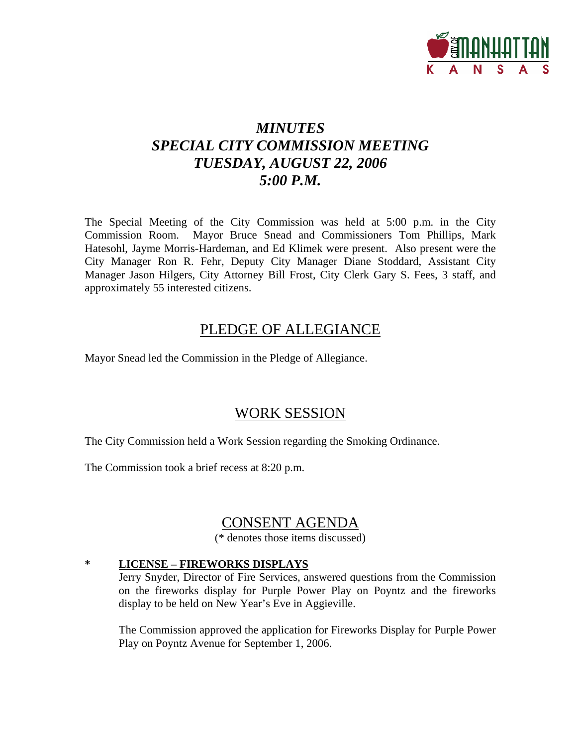# *MINUTES*
# *SPECIAL CITY COMMISSION MEETING*
# *TUESDAY, AUGUST 22, 2006*
# *5:00 P.M.*

The Special Meeting of the City Commission was held at 5:00 p.m. in the City Commission Room. Mayor Bruce Snead and Commissioners Tom Phillips, Mark Hatesohl, Jayme Morris-Hardeman, and Ed Klimek were present. Also present were the City Manager Ron R. Fehr, Deputy City Manager Diane Stoddard, Assistant City Manager Jason Hilgers, City Attorney Bill Frost, City Clerk Gary S. Fees, 3 staff, and approximately 55 interested citizens.

## PLEDGE OF ALLEGIANCE

Mayor Snead led the Commission in the Pledge of Allegiance.

## WORK SESSION

The City Commission held a Work Session regarding the Smoking Ordinance.

The Commission took a brief recess at 8:20 p.m.

## CONSENT AGENDA

(* denotes those items discussed)

**\*** **LICENSE – FIREWORKS DISPLAYS**

Jerry Snyder, Director of Fire Services, answered questions from the Commission on the fireworks display for Purple Power Play on Poyntz and the fireworks display to be held on New Year's Eve in Aggieville.

The Commission approved the application for Fireworks Display for Purple Power Play on Poyntz Avenue for September 1, 2006.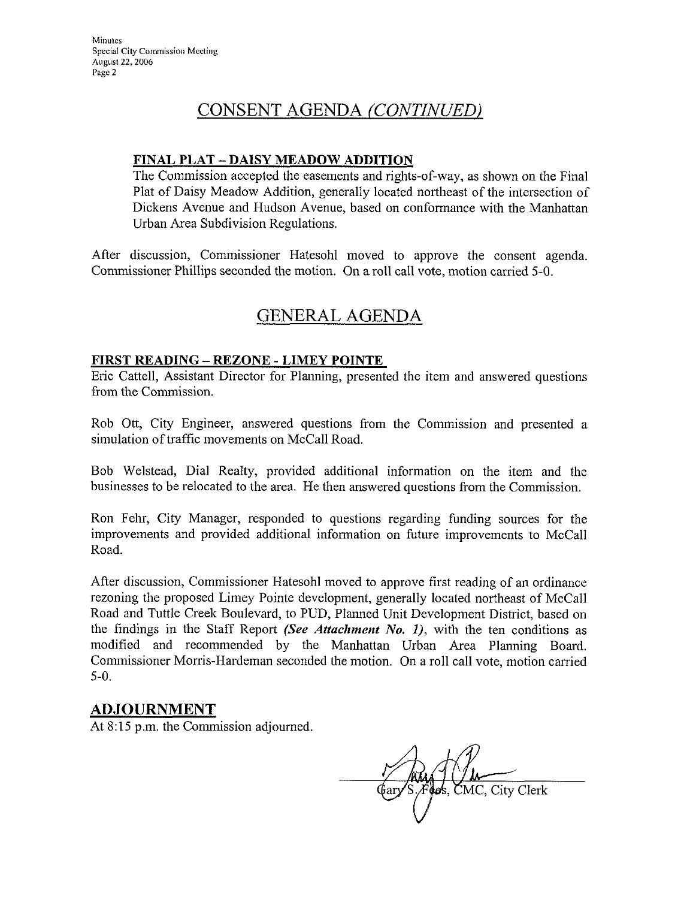## CONSENT AGENDA *(CONTINUED)*

### FINAL PLAT – DAISY MEADOW ADDITION

The Commission accepted the easements and rights-of-way, as shown on the Final Plat of Daisy Meadow Addition, generally located northeast of the intersection of Dickens Avenue and Hudson Avenue, based on conformance with the Manhattan Urban Area Subdivision Regulations.

After discussion, Commissioner Hatesohl moved to approve the consent agenda. Commissioner Phillips seconded the motion. On a roll call vote, motion carried 5-0.

## GENERAL AGENDA

### FIRST READING – REZONE - LIMEY POINTE

Eric Cattell, Assistant Director for Planning, presented the item and answered questions from the Commission.

Rob Ott, City Engineer, answered questions from the Commission and presented a simulation of traffic movements on McCall Road.

Bob Welstead, Dial Realty, provided additional information on the item and the businesses to be relocated to the area. He then answered questions from the Commission.

Ron Fehr, City Manager, responded to questions regarding funding sources for the improvements and provided additional information on future improvements to McCall Road.

After discussion, Commissioner Hatesohl moved to approve first reading of an ordinance rezoning the proposed Limey Pointe development, generally located northeast of McCall Road and Tuttle Creek Boulevard, to PUD, Planned Unit Development District, based on the findings in the Staff Report ***(See Attachment No. 1)***, with the ten conditions as modified and recommended by the Manhattan Urban Area Planning Board. Commissioner Morris-Hardeman seconded the motion. On a roll call vote, motion carried 5-0.

## ADJOURNMENT

At 8:15 p.m. the Commission adjourned.

Gary S. Fees, CMC, City Clerk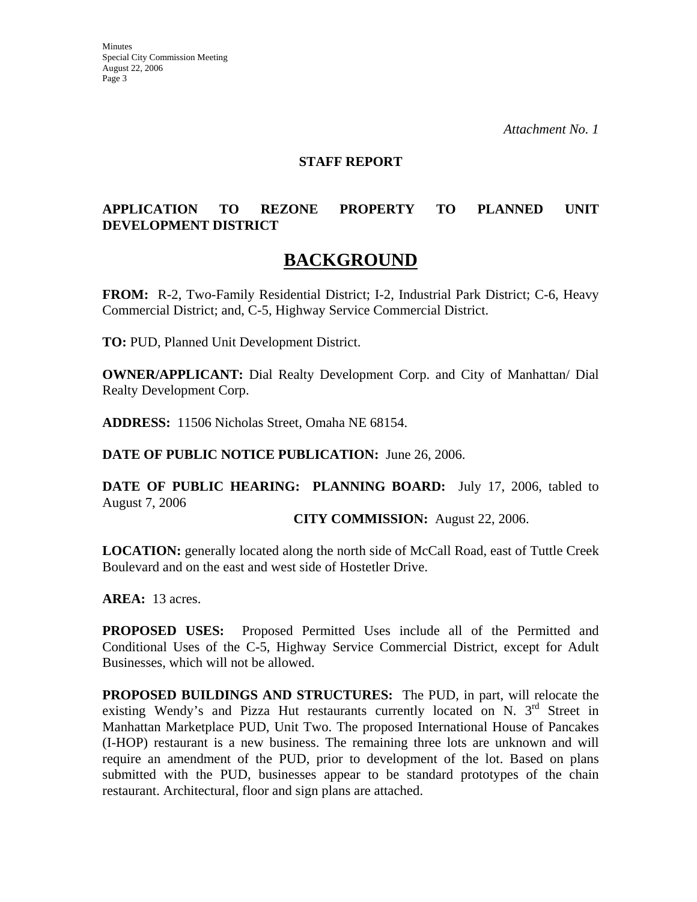*Attachment No. 1*

**STAFF REPORT**

**APPLICATION TO REZONE PROPERTY TO PLANNED UNIT DEVELOPMENT DISTRICT**

# BACKGROUND

**FROM:** R-2, Two-Family Residential District; I-2, Industrial Park District; C-6, Heavy Commercial District; and, C-5, Highway Service Commercial District.

**TO:** PUD, Planned Unit Development District.

**OWNER/APPLICANT:** Dial Realty Development Corp. and City of Manhattan/ Dial Realty Development Corp.

**ADDRESS:** 11506 Nicholas Street, Omaha NE 68154.

**DATE OF PUBLIC NOTICE PUBLICATION:** June 26, 2006.

**DATE OF PUBLIC HEARING: PLANNING BOARD:** July 17, 2006, tabled to August 7, 2006

**CITY COMMISSION:** August 22, 2006.

**LOCATION:** generally located along the north side of McCall Road, east of Tuttle Creek Boulevard and on the east and west side of Hostetler Drive.

**AREA:** 13 acres.

**PROPOSED USES:** Proposed Permitted Uses include all of the Permitted and Conditional Uses of the C-5, Highway Service Commercial District, except for Adult Businesses, which will not be allowed.

**PROPOSED BUILDINGS AND STRUCTURES:** The PUD, in part, will relocate the existing Wendy's and Pizza Hut restaurants currently located on N. 3rd Street in Manhattan Marketplace PUD, Unit Two. The proposed International House of Pancakes (I-HOP) restaurant is a new business. The remaining three lots are unknown and will require an amendment of the PUD, prior to development of the lot. Based on plans submitted with the PUD, businesses appear to be standard prototypes of the chain restaurant. Architectural, floor and sign plans are attached.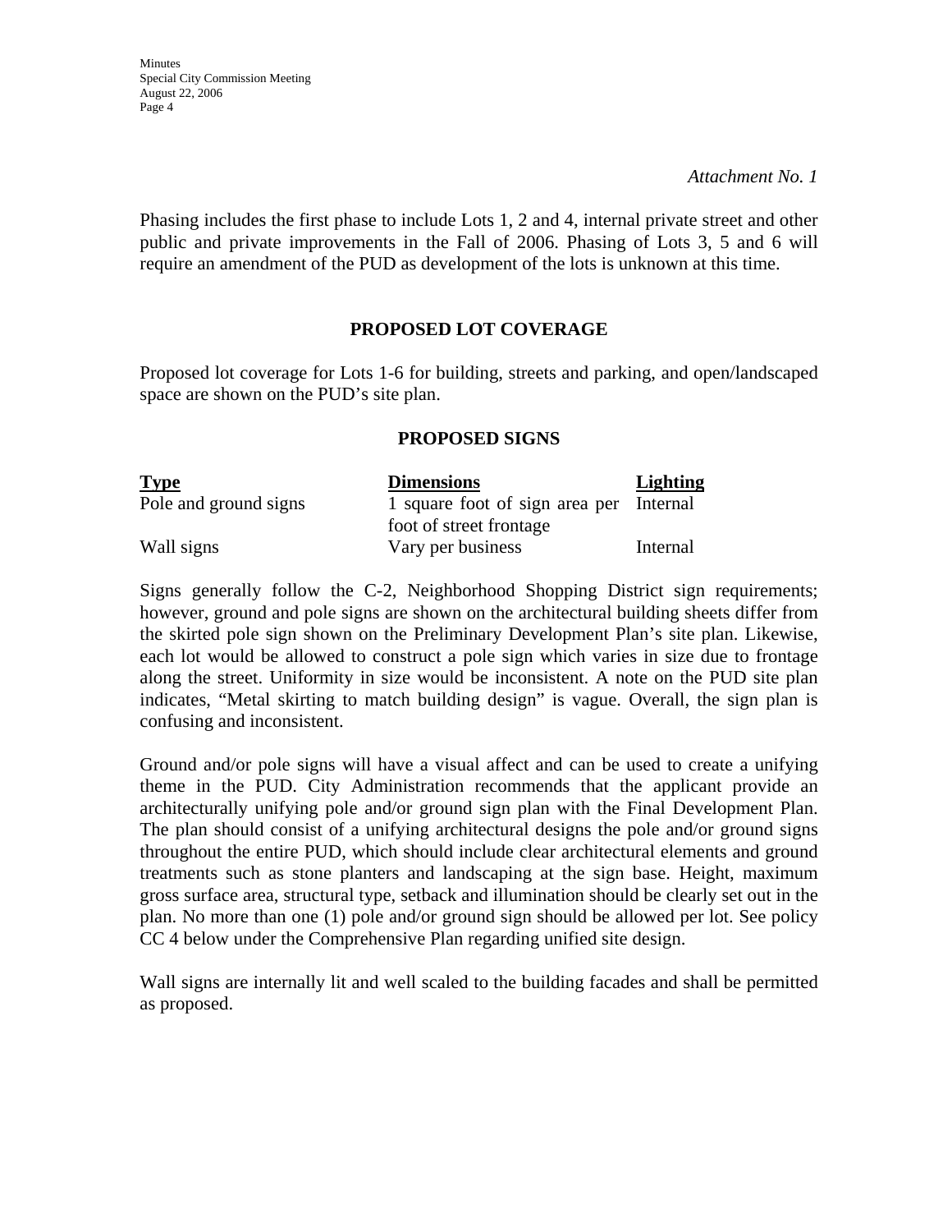*Attachment No. 1*

Phasing includes the first phase to include Lots 1, 2 and 4, internal private street and other public and private improvements in the Fall of 2006. Phasing of Lots 3, 5 and 6 will require an amendment of the PUD as development of the lots is unknown at this time.

## PROPOSED LOT COVERAGE

Proposed lot coverage for Lots 1-6 for building, streets and parking, and open/landscaped space are shown on the PUD's site plan.

## PROPOSED SIGNS

| Type | Dimensions | Lighting |
|---|---|---|
| Pole and ground signs | 1 square foot of sign area per foot of street frontage | Internal |
| Wall signs | Vary per business | Internal |

Signs generally follow the C-2, Neighborhood Shopping District sign requirements; however, ground and pole signs are shown on the architectural building sheets differ from the skirted pole sign shown on the Preliminary Development Plan's site plan. Likewise, each lot would be allowed to construct a pole sign which varies in size due to frontage along the street. Uniformity in size would be inconsistent. A note on the PUD site plan indicates, "Metal skirting to match building design" is vague. Overall, the sign plan is confusing and inconsistent.

Ground and/or pole signs will have a visual affect and can be used to create a unifying theme in the PUD. City Administration recommends that the applicant provide an architecturally unifying pole and/or ground sign plan with the Final Development Plan. The plan should consist of a unifying architectural designs the pole and/or ground signs throughout the entire PUD, which should include clear architectural elements and ground treatments such as stone planters and landscaping at the sign base. Height, maximum gross surface area, structural type, setback and illumination should be clearly set out in the plan. No more than one (1) pole and/or ground sign should be allowed per lot. See policy CC 4 below under the Comprehensive Plan regarding unified site design.

Wall signs are internally lit and well scaled to the building facades and shall be permitted as proposed.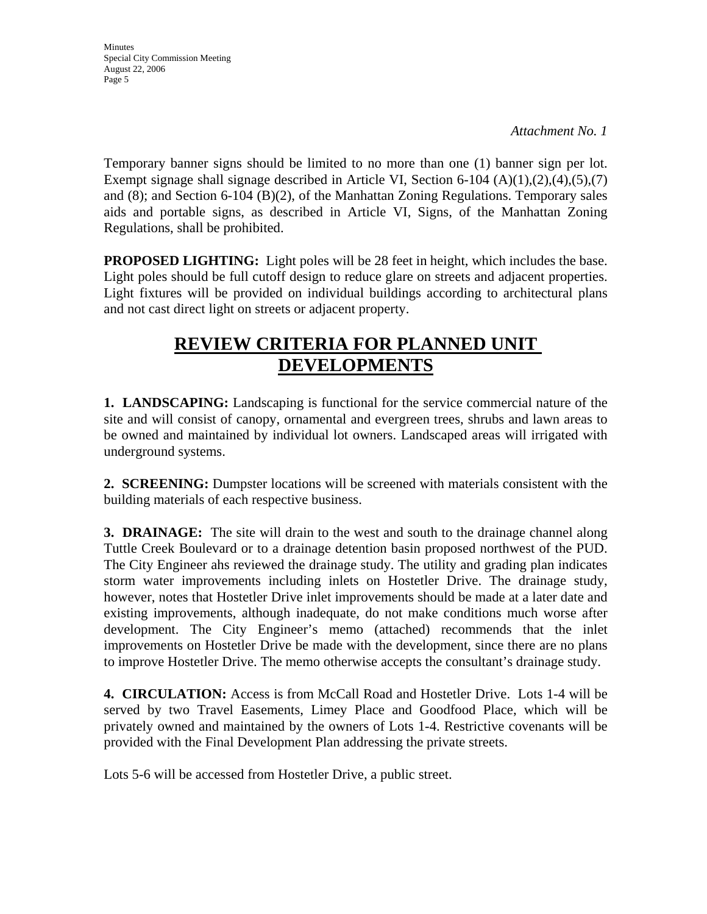*Attachment No. 1*

Temporary banner signs should be limited to no more than one (1) banner sign per lot. Exempt signage shall signage described in Article VI, Section 6-104 (A)(1),(2),(4),(5),(7) and (8); and Section 6-104 (B)(2), of the Manhattan Zoning Regulations. Temporary sales aids and portable signs, as described in Article VI, Signs, of the Manhattan Zoning Regulations, shall be prohibited.

**PROPOSED LIGHTING:** Light poles will be 28 feet in height, which includes the base. Light poles should be full cutoff design to reduce glare on streets and adjacent properties. Light fixtures will be provided on individual buildings according to architectural plans and not cast direct light on streets or adjacent property.

# REVIEW CRITERIA FOR PLANNED UNIT DEVELOPMENTS

**1. LANDSCAPING:** Landscaping is functional for the service commercial nature of the site and will consist of canopy, ornamental and evergreen trees, shrubs and lawn areas to be owned and maintained by individual lot owners. Landscaped areas will irrigated with underground systems.

**2. SCREENING:** Dumpster locations will be screened with materials consistent with the building materials of each respective business.

**3. DRAINAGE:** The site will drain to the west and south to the drainage channel along Tuttle Creek Boulevard or to a drainage detention basin proposed northwest of the PUD. The City Engineer ahs reviewed the drainage study. The utility and grading plan indicates storm water improvements including inlets on Hostetler Drive. The drainage study, however, notes that Hostetler Drive inlet improvements should be made at a later date and existing improvements, although inadequate, do not make conditions much worse after development. The City Engineer's memo (attached) recommends that the inlet improvements on Hostetler Drive be made with the development, since there are no plans to improve Hostetler Drive. The memo otherwise accepts the consultant's drainage study.

**4. CIRCULATION:** Access is from McCall Road and Hostetler Drive. Lots 1-4 will be served by two Travel Easements, Limey Place and Goodfood Place, which will be privately owned and maintained by the owners of Lots 1-4. Restrictive covenants will be provided with the Final Development Plan addressing the private streets.

Lots 5-6 will be accessed from Hostetler Drive, a public street.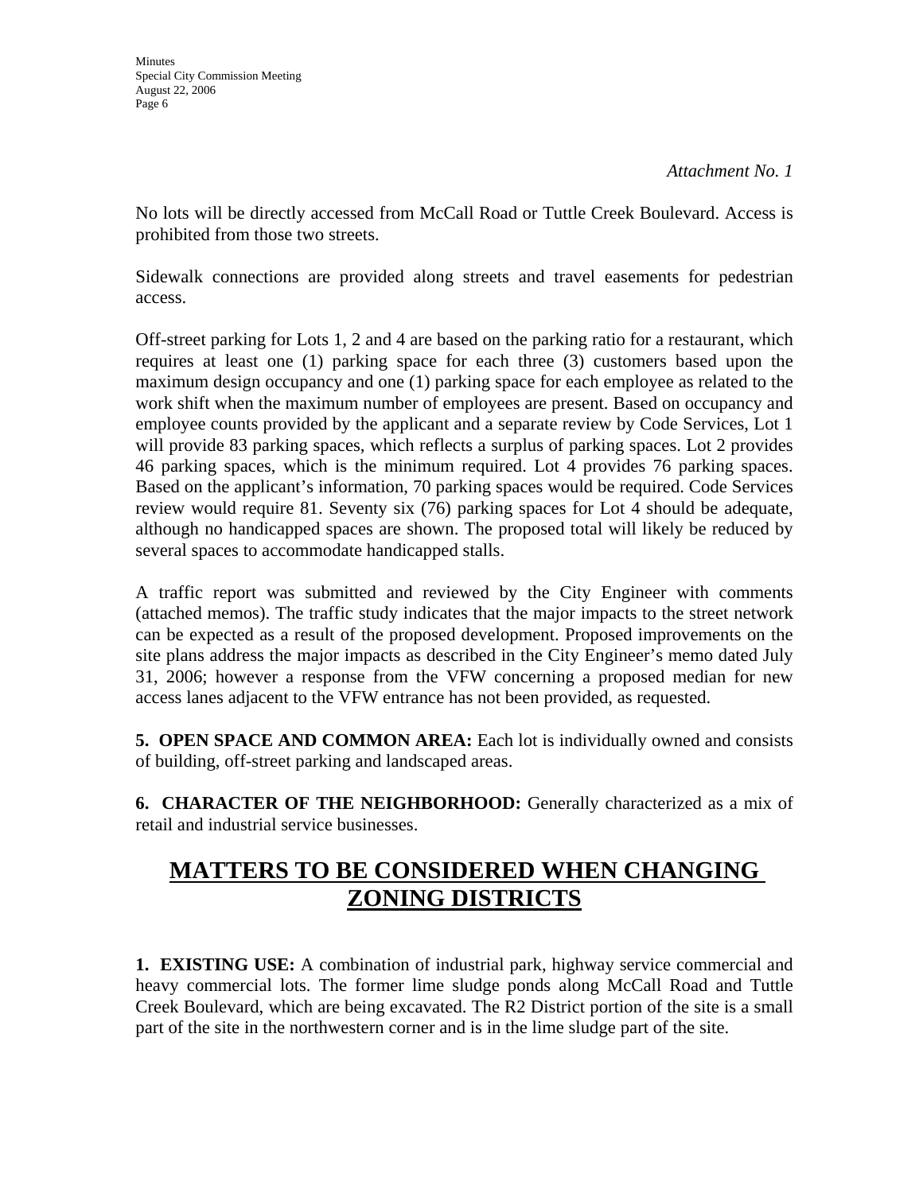*Attachment No. 1*

No lots will be directly accessed from McCall Road or Tuttle Creek Boulevard. Access is prohibited from those two streets.

Sidewalk connections are provided along streets and travel easements for pedestrian access.

Off-street parking for Lots 1, 2 and 4 are based on the parking ratio for a restaurant, which requires at least one (1) parking space for each three (3) customers based upon the maximum design occupancy and one (1) parking space for each employee as related to the work shift when the maximum number of employees are present. Based on occupancy and employee counts provided by the applicant and a separate review by Code Services, Lot 1 will provide 83 parking spaces, which reflects a surplus of parking spaces. Lot 2 provides 46 parking spaces, which is the minimum required. Lot 4 provides 76 parking spaces. Based on the applicant's information, 70 parking spaces would be required. Code Services review would require 81. Seventy six (76) parking spaces for Lot 4 should be adequate, although no handicapped spaces are shown. The proposed total will likely be reduced by several spaces to accommodate handicapped stalls.

A traffic report was submitted and reviewed by the City Engineer with comments (attached memos). The traffic study indicates that the major impacts to the street network can be expected as a result of the proposed development. Proposed improvements on the site plans address the major impacts as described in the City Engineer's memo dated July 31, 2006; however a response from the VFW concerning a proposed median for new access lanes adjacent to the VFW entrance has not been provided, as requested.

**5. OPEN SPACE AND COMMON AREA:** Each lot is individually owned and consists of building, off-street parking and landscaped areas.

**6. CHARACTER OF THE NEIGHBORHOOD:** Generally characterized as a mix of retail and industrial service businesses.

## MATTERS TO BE CONSIDERED WHEN CHANGING ZONING DISTRICTS

**1. EXISTING USE:** A combination of industrial park, highway service commercial and heavy commercial lots. The former lime sludge ponds along McCall Road and Tuttle Creek Boulevard, which are being excavated. The R2 District portion of the site is a small part of the site in the northwestern corner and is in the lime sludge part of the site.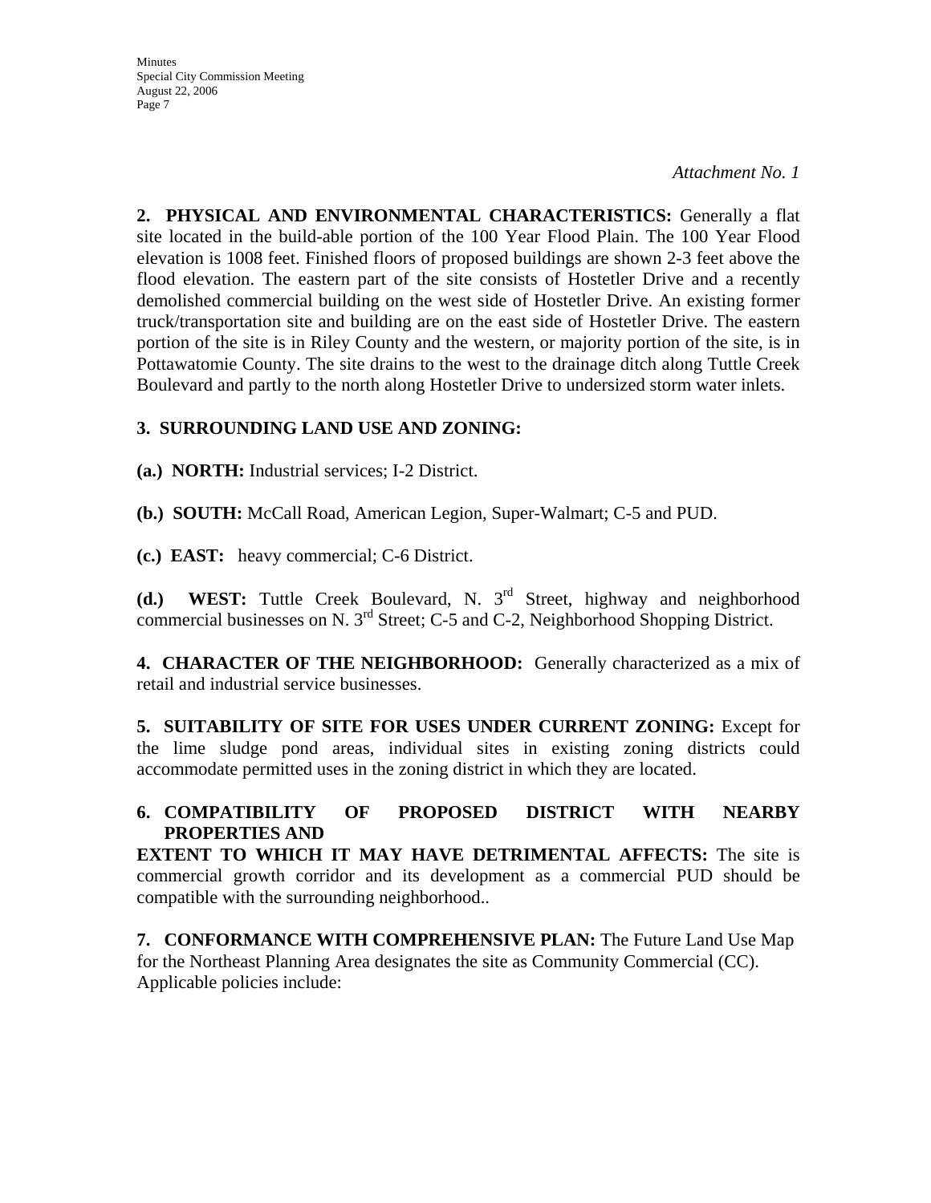*Attachment No. 1*

**2. PHYSICAL AND ENVIRONMENTAL CHARACTERISTICS:** Generally a flat site located in the build-able portion of the 100 Year Flood Plain. The 100 Year Flood elevation is 1008 feet. Finished floors of proposed buildings are shown 2-3 feet above the flood elevation. The eastern part of the site consists of Hostetler Drive and a recently demolished commercial building on the west side of Hostetler Drive. An existing former truck/transportation site and building are on the east side of Hostetler Drive. The eastern portion of the site is in Riley County and the western, or majority portion of the site, is in Pottawatomie County. The site drains to the west to the drainage ditch along Tuttle Creek Boulevard and partly to the north along Hostetler Drive to undersized storm water inlets.

**3. SURROUNDING LAND USE AND ZONING:**

**(a.) NORTH:** Industrial services; I-2 District.

**(b.) SOUTH:** McCall Road, American Legion, Super-Walmart; C-5 and PUD.

**(c.) EAST:** heavy commercial; C-6 District.

**(d.) WEST:** Tuttle Creek Boulevard, N. 3rd Street, highway and neighborhood commercial businesses on N. 3rd Street; C-5 and C-2, Neighborhood Shopping District.

**4. CHARACTER OF THE NEIGHBORHOOD:** Generally characterized as a mix of retail and industrial service businesses.

**5. SUITABILITY OF SITE FOR USES UNDER CURRENT ZONING:** Except for the lime sludge pond areas, individual sites in existing zoning districts could accommodate permitted uses in the zoning district in which they are located.

**6. COMPATIBILITY OF PROPOSED DISTRICT WITH NEARBY PROPERTIES AND EXTENT TO WHICH IT MAY HAVE DETRIMENTAL AFFECTS:** The site is commercial growth corridor and its development as a commercial PUD should be compatible with the surrounding neighborhood..

**7. CONFORMANCE WITH COMPREHENSIVE PLAN:** The Future Land Use Map for the Northeast Planning Area designates the site as Community Commercial (CC). Applicable policies include: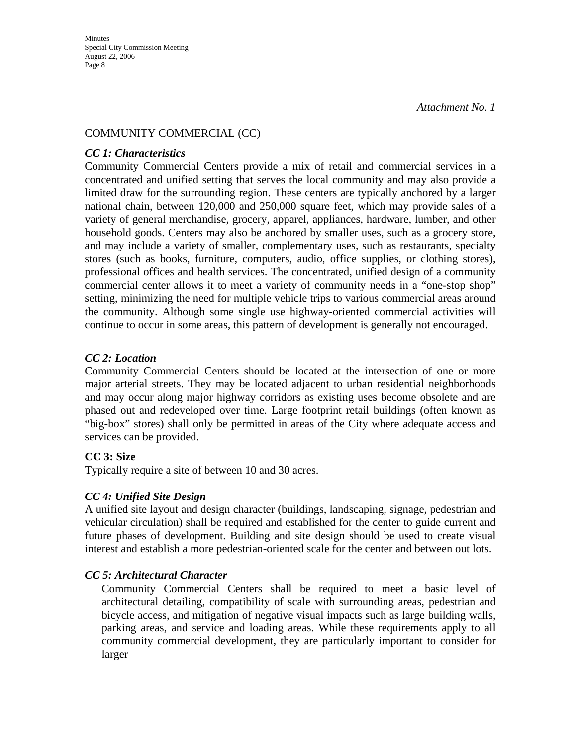*Attachment No. 1*

## COMMUNITY COMMERCIAL (CC)

### *CC 1: Characteristics*

Community Commercial Centers provide a mix of retail and commercial services in a concentrated and unified setting that serves the local community and may also provide a limited draw for the surrounding region. These centers are typically anchored by a larger national chain, between 120,000 and 250,000 square feet, which may provide sales of a variety of general merchandise, grocery, apparel, appliances, hardware, lumber, and other household goods. Centers may also be anchored by smaller uses, such as a grocery store, and may include a variety of smaller, complementary uses, such as restaurants, specialty stores (such as books, furniture, computers, audio, office supplies, or clothing stores), professional offices and health services. The concentrated, unified design of a community commercial center allows it to meet a variety of community needs in a "one-stop shop" setting, minimizing the need for multiple vehicle trips to various commercial areas around the community. Although some single use highway-oriented commercial activities will continue to occur in some areas, this pattern of development is generally not encouraged.

### *CC 2: Location*

Community Commercial Centers should be located at the intersection of one or more major arterial streets. They may be located adjacent to urban residential neighborhoods and may occur along major highway corridors as existing uses become obsolete and are phased out and redeveloped over time. Large footprint retail buildings (often known as "big-box" stores) shall only be permitted in areas of the City where adequate access and services can be provided.

### CC 3: Size

Typically require a site of between 10 and 30 acres.

### *CC 4: Unified Site Design*

A unified site layout and design character (buildings, landscaping, signage, pedestrian and vehicular circulation) shall be required and established for the center to guide current and future phases of development. Building and site design should be used to create visual interest and establish a more pedestrian-oriented scale for the center and between out lots.

### *CC 5: Architectural Character*

Community Commercial Centers shall be required to meet a basic level of architectural detailing, compatibility of scale with surrounding areas, pedestrian and bicycle access, and mitigation of negative visual impacts such as large building walls, parking areas, and service and loading areas. While these requirements apply to all community commercial development, they are particularly important to consider for larger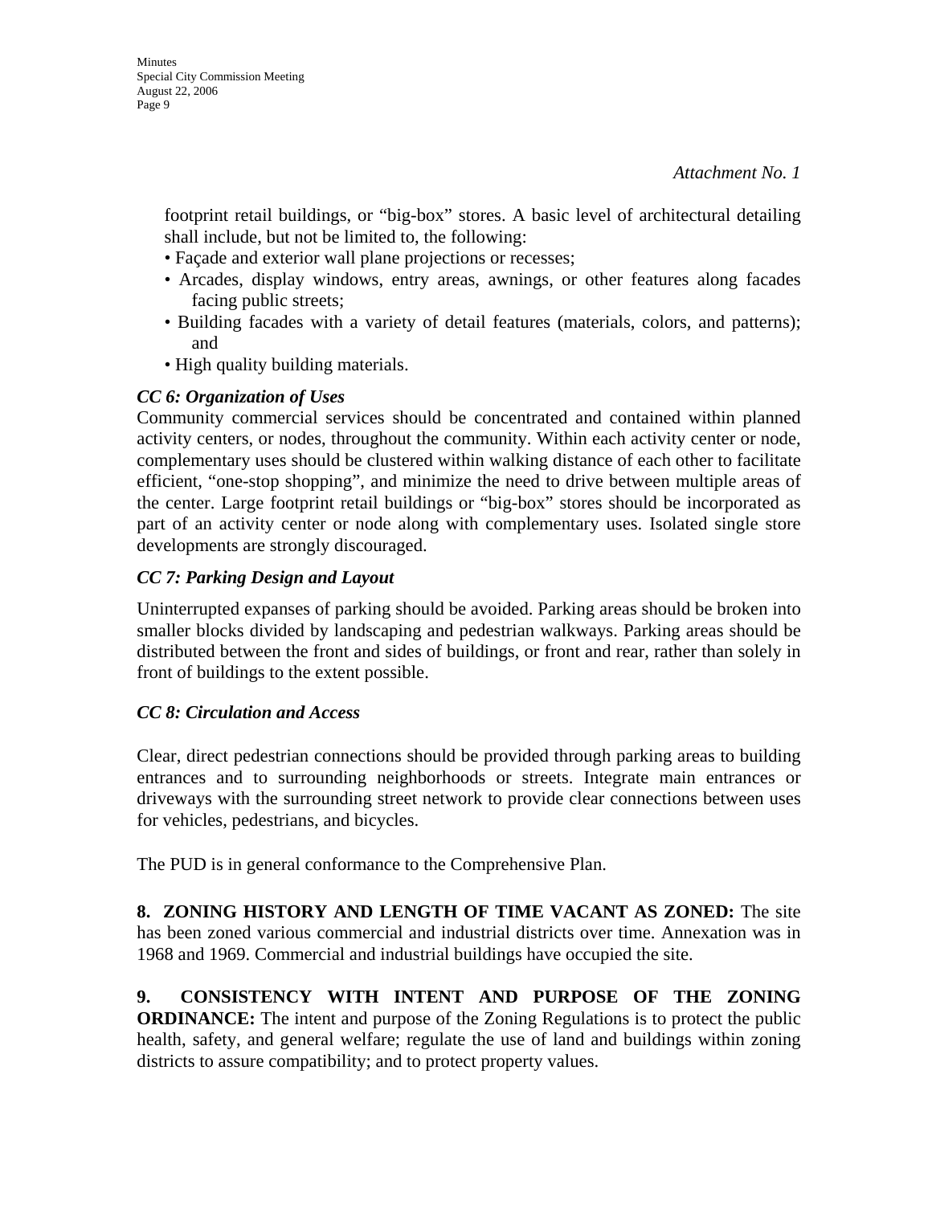*Attachment No. 1*

footprint retail buildings, or "big-box" stores. A basic level of architectural detailing shall include, but not be limited to, the following:

- Façade and exterior wall plane projections or recesses;
- Arcades, display windows, entry areas, awnings, or other features along facades facing public streets;
- Building facades with a variety of detail features (materials, colors, and patterns); and
- High quality building materials.

***CC 6: Organization of Uses***

Community commercial services should be concentrated and contained within planned activity centers, or nodes, throughout the community. Within each activity center or node, complementary uses should be clustered within walking distance of each other to facilitate efficient, "one-stop shopping", and minimize the need to drive between multiple areas of the center. Large footprint retail buildings or "big-box" stores should be incorporated as part of an activity center or node along with complementary uses. Isolated single store developments are strongly discouraged.

***CC 7: Parking Design and Layout***

Uninterrupted expanses of parking should be avoided. Parking areas should be broken into smaller blocks divided by landscaping and pedestrian walkways. Parking areas should be distributed between the front and sides of buildings, or front and rear, rather than solely in front of buildings to the extent possible.

***CC 8: Circulation and Access***

Clear, direct pedestrian connections should be provided through parking areas to building entrances and to surrounding neighborhoods or streets. Integrate main entrances or driveways with the surrounding street network to provide clear connections between uses for vehicles, pedestrians, and bicycles.

The PUD is in general conformance to the Comprehensive Plan.

**8. ZONING HISTORY AND LENGTH OF TIME VACANT AS ZONED:** The site has been zoned various commercial and industrial districts over time. Annexation was in 1968 and 1969. Commercial and industrial buildings have occupied the site.

**9. CONSISTENCY WITH INTENT AND PURPOSE OF THE ZONING ORDINANCE:** The intent and purpose of the Zoning Regulations is to protect the public health, safety, and general welfare; regulate the use of land and buildings within zoning districts to assure compatibility; and to protect property values.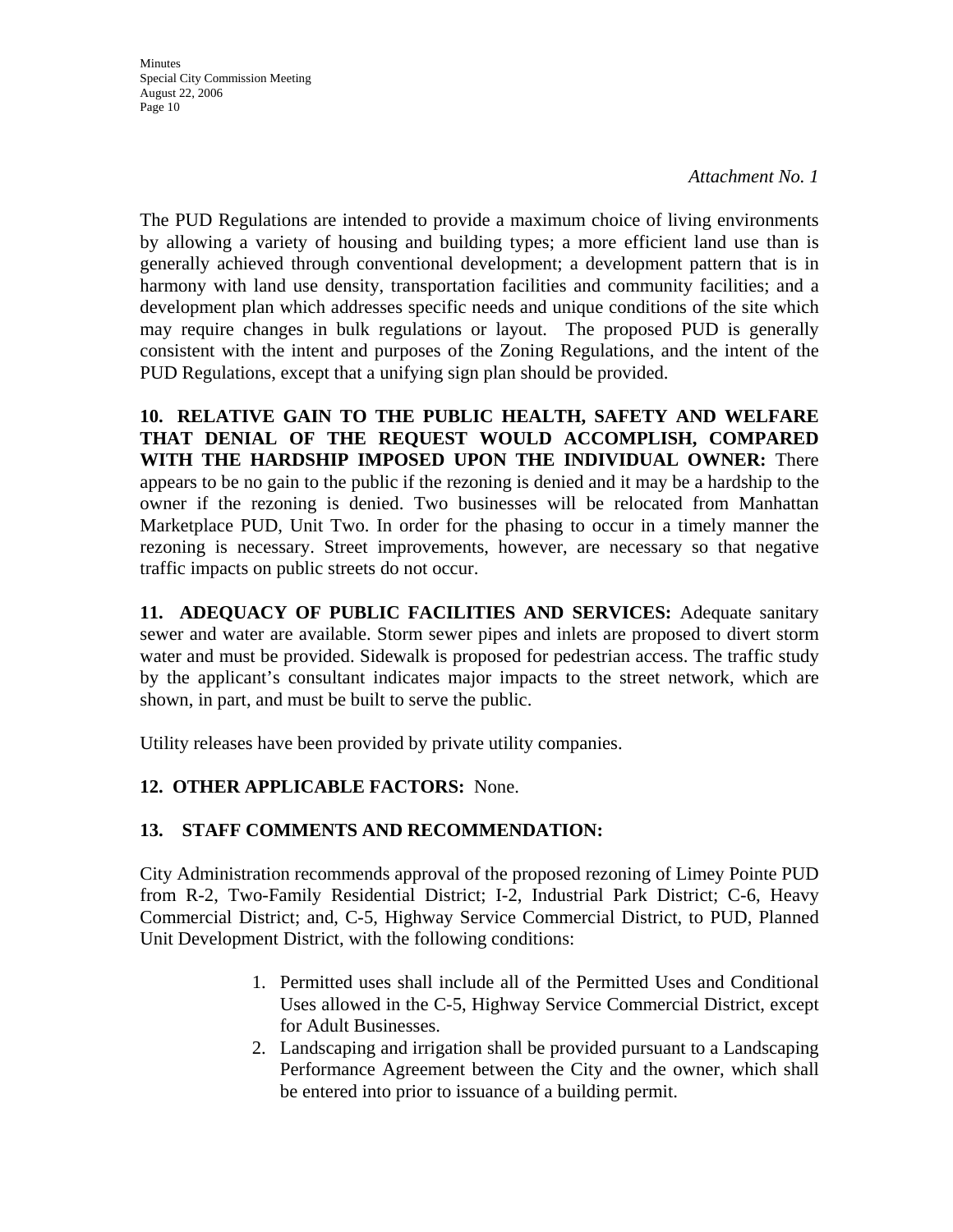*Attachment No. 1*

The PUD Regulations are intended to provide a maximum choice of living environments by allowing a variety of housing and building types; a more efficient land use than is generally achieved through conventional development; a development pattern that is in harmony with land use density, transportation facilities and community facilities; and a development plan which addresses specific needs and unique conditions of the site which may require changes in bulk regulations or layout. The proposed PUD is generally consistent with the intent and purposes of the Zoning Regulations, and the intent of the PUD Regulations, except that a unifying sign plan should be provided.

**10. RELATIVE GAIN TO THE PUBLIC HEALTH, SAFETY AND WELFARE THAT DENIAL OF THE REQUEST WOULD ACCOMPLISH, COMPARED WITH THE HARDSHIP IMPOSED UPON THE INDIVIDUAL OWNER:** There appears to be no gain to the public if the rezoning is denied and it may be a hardship to the owner if the rezoning is denied. Two businesses will be relocated from Manhattan Marketplace PUD, Unit Two. In order for the phasing to occur in a timely manner the rezoning is necessary. Street improvements, however, are necessary so that negative traffic impacts on public streets do not occur.

**11. ADEQUACY OF PUBLIC FACILITIES AND SERVICES:** Adequate sanitary sewer and water are available. Storm sewer pipes and inlets are proposed to divert storm water and must be provided. Sidewalk is proposed for pedestrian access. The traffic study by the applicant's consultant indicates major impacts to the street network, which are shown, in part, and must be built to serve the public.

Utility releases have been provided by private utility companies.

**12. OTHER APPLICABLE FACTORS:** None.

**13. STAFF COMMENTS AND RECOMMENDATION:**

City Administration recommends approval of the proposed rezoning of Limey Pointe PUD from R-2, Two-Family Residential District; I-2, Industrial Park District; C-6, Heavy Commercial District; and, C-5, Highway Service Commercial District, to PUD, Planned Unit Development District, with the following conditions:

1. Permitted uses shall include all of the Permitted Uses and Conditional Uses allowed in the C-5, Highway Service Commercial District, except for Adult Businesses.
2. Landscaping and irrigation shall be provided pursuant to a Landscaping Performance Agreement between the City and the owner, which shall be entered into prior to issuance of a building permit.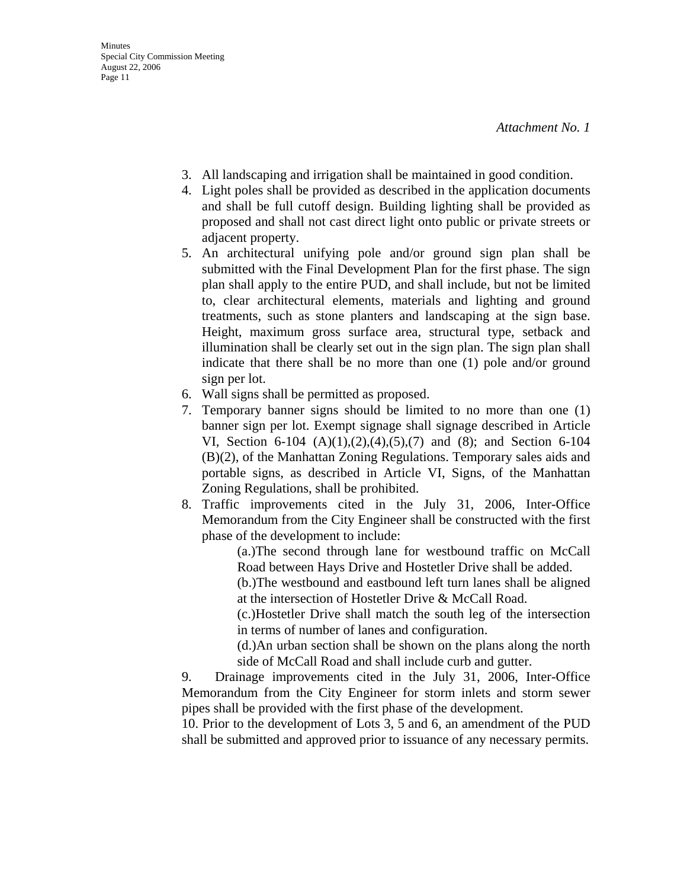*Attachment No. 1*

3. All landscaping and irrigation shall be maintained in good condition.
4. Light poles shall be provided as described in the application documents and shall be full cutoff design. Building lighting shall be provided as proposed and shall not cast direct light onto public or private streets or adjacent property.
5. An architectural unifying pole and/or ground sign plan shall be submitted with the Final Development Plan for the first phase. The sign plan shall apply to the entire PUD, and shall include, but not be limited to, clear architectural elements, materials and lighting and ground treatments, such as stone planters and landscaping at the sign base. Height, maximum gross surface area, structural type, setback and illumination shall be clearly set out in the sign plan. The sign plan shall indicate that there shall be no more than one (1) pole and/or ground sign per lot.
6. Wall signs shall be permitted as proposed.
7. Temporary banner signs should be limited to no more than one (1) banner sign per lot. Exempt signage shall signage described in Article VI, Section 6-104 (A)(1),(2),(4),(5),(7) and (8); and Section 6-104 (B)(2), of the Manhattan Zoning Regulations. Temporary sales aids and portable signs, as described in Article VI, Signs, of the Manhattan Zoning Regulations, shall be prohibited.
8. Traffic improvements cited in the July 31, 2006, Inter-Office Memorandum from the City Engineer shall be constructed with the first phase of the development to include:

    (a.)The second through lane for westbound traffic on McCall Road between Hays Drive and Hostetler Drive shall be added.

    (b.)The westbound and eastbound left turn lanes shall be aligned at the intersection of Hostetler Drive & McCall Road.

    (c.)Hostetler Drive shall match the south leg of the intersection in terms of number of lanes and configuration.

    (d.)An urban section shall be shown on the plans along the north side of McCall Road and shall include curb and gutter.

9. Drainage improvements cited in the July 31, 2006, Inter-Office Memorandum from the City Engineer for storm inlets and storm sewer pipes shall be provided with the first phase of the development.
10. Prior to the development of Lots 3, 5 and 6, an amendment of the PUD shall be submitted and approved prior to issuance of any necessary permits.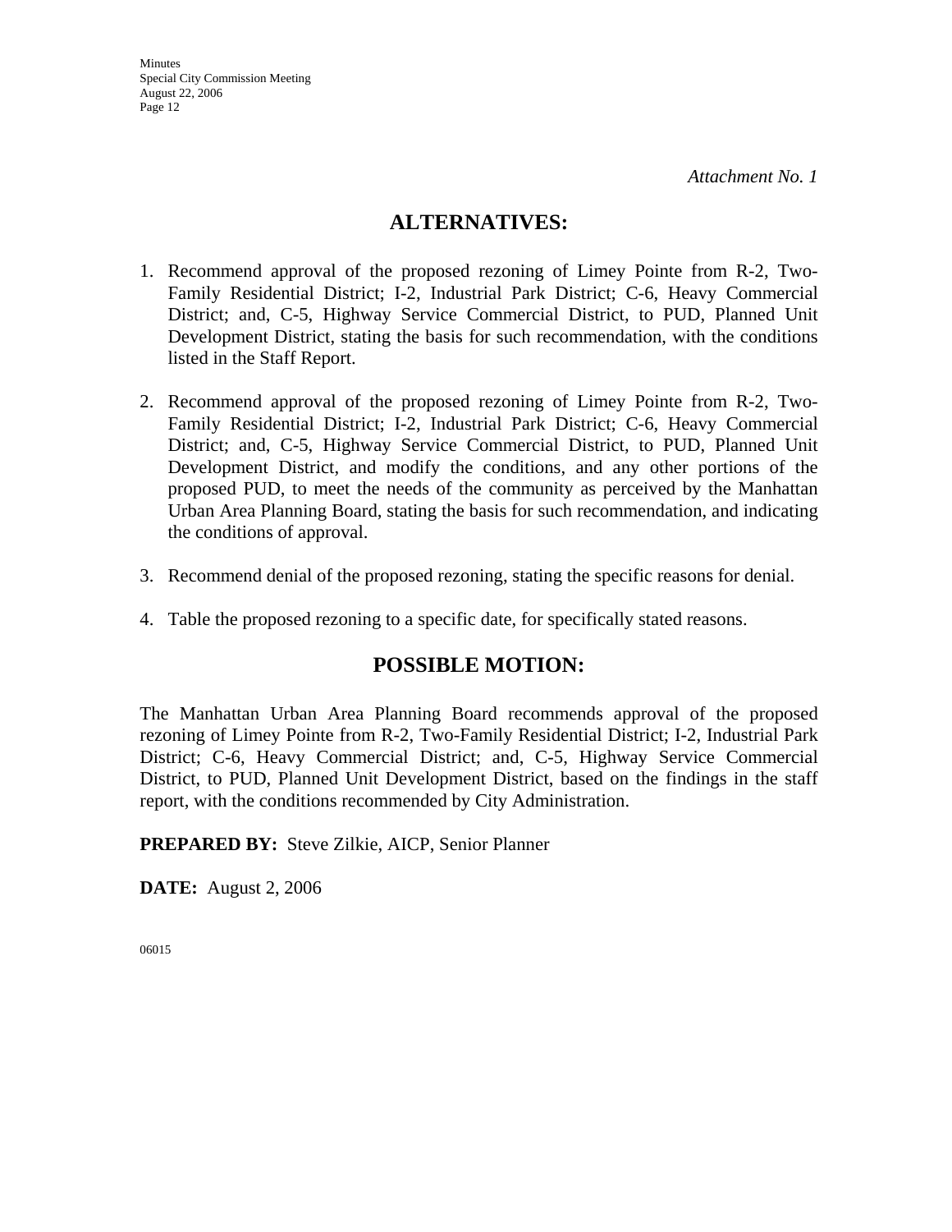*Attachment No. 1*

## ALTERNATIVES:

1. Recommend approval of the proposed rezoning of Limey Pointe from R-2, Two-Family Residential District; I-2, Industrial Park District; C-6, Heavy Commercial District; and, C-5, Highway Service Commercial District, to PUD, Planned Unit Development District, stating the basis for such recommendation, with the conditions listed in the Staff Report.

2. Recommend approval of the proposed rezoning of Limey Pointe from R-2, Two-Family Residential District; I-2, Industrial Park District; C-6, Heavy Commercial District; and, C-5, Highway Service Commercial District, to PUD, Planned Unit Development District, and modify the conditions, and any other portions of the proposed PUD, to meet the needs of the community as perceived by the Manhattan Urban Area Planning Board, stating the basis for such recommendation, and indicating the conditions of approval.

3. Recommend denial of the proposed rezoning, stating the specific reasons for denial.

4. Table the proposed rezoning to a specific date, for specifically stated reasons.

## POSSIBLE MOTION:

The Manhattan Urban Area Planning Board recommends approval of the proposed rezoning of Limey Pointe from R-2, Two-Family Residential District; I-2, Industrial Park District; C-6, Heavy Commercial District; and, C-5, Highway Service Commercial District, to PUD, Planned Unit Development District, based on the findings in the staff report, with the conditions recommended by City Administration.

**PREPARED BY:** Steve Zilkie, AICP, Senior Planner

**DATE:** August 2, 2006

06015